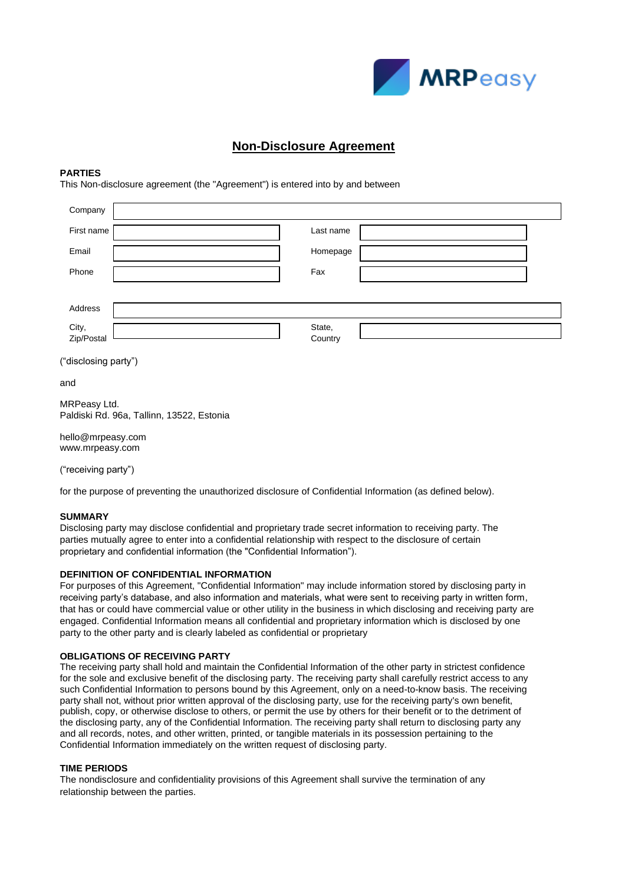MRPeasy

# Non-Disclosure Agreement

**PARTIES**

This Non-disclosure agreement (the "Agreement") is entered into by and between

| | | | |
|---|---|---|---|
| Company | | | |
| First name | | Last name | |
| Email | | Homepage | |
| Phone | | Fax | |
| Address | | | |
| City, Zip/Postal | | State, Country | |

("disclosing party")

and

MRPeasy Ltd.
Paldiski Rd. 96a, Tallinn, 13522, Estonia

hello@mrpeasy.com
www.mrpeasy.com

("receiving party")

for the purpose of preventing the unauthorized disclosure of Confidential Information (as defined below).

**SUMMARY**

Disclosing party may disclose confidential and proprietary trade secret information to receiving party. The parties mutually agree to enter into a confidential relationship with respect to the disclosure of certain proprietary and confidential information (the "Confidential Information").

**DEFINITION OF CONFIDENTIAL INFORMATION**

For purposes of this Agreement, "Confidential Information" may include information stored by disclosing party in receiving party's database, and also information and materials, what were sent to receiving party in written form, that has or could have commercial value or other utility in the business in which disclosing and receiving party are engaged. Confidential Information means all confidential and proprietary information which is disclosed by one party to the other party and is clearly labeled as confidential or proprietary

**OBLIGATIONS OF RECEIVING PARTY**

The receiving party shall hold and maintain the Confidential Information of the other party in strictest confidence for the sole and exclusive benefit of the disclosing party. The receiving party shall carefully restrict access to any such Confidential Information to persons bound by this Agreement, only on a need-to-know basis. The receiving party shall not, without prior written approval of the disclosing party, use for the receiving party's own benefit, publish, copy, or otherwise disclose to others, or permit the use by others for their benefit or to the detriment of the disclosing party, any of the Confidential Information. The receiving party shall return to disclosing party any and all records, notes, and other written, printed, or tangible materials in its possession pertaining to the Confidential Information immediately on the written request of disclosing party.

**TIME PERIODS**

The nondisclosure and confidentiality provisions of this Agreement shall survive the termination of any relationship between the parties.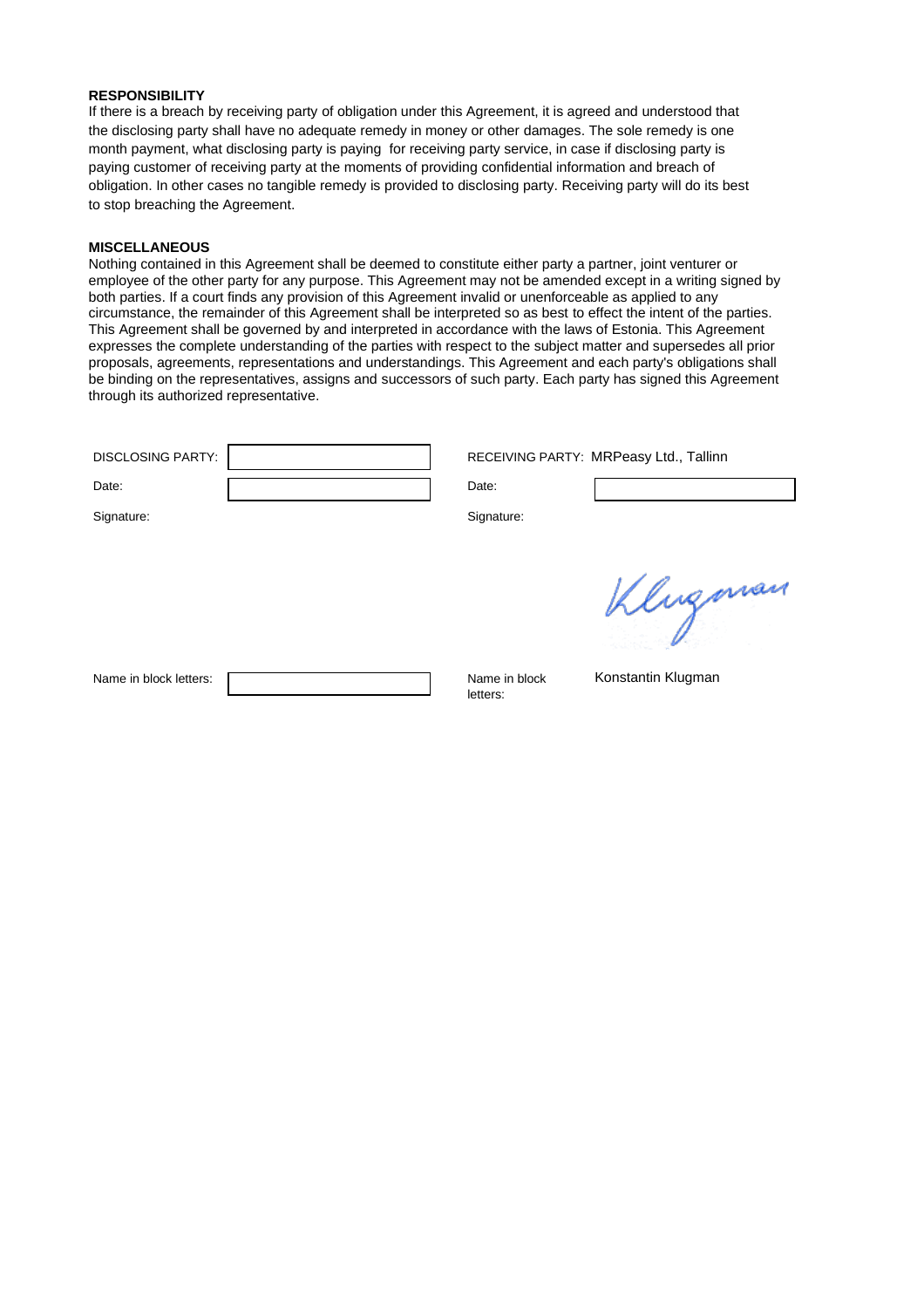**RESPONSIBILITY**

If there is a breach by receiving party of obligation under this Agreement, it is agreed and understood that the disclosing party shall have no adequate remedy in money or other damages. The sole remedy is one month payment, what disclosing party is paying for receiving party service, in case if disclosing party is paying customer of receiving party at the moments of providing confidential information and breach of obligation. In other cases no tangible remedy is provided to disclosing party. Receiving party will do its best to stop breaching the Agreement.

**MISCELLANEOUS**

Nothing contained in this Agreement shall be deemed to constitute either party a partner, joint venturer or employee of the other party for any purpose. This Agreement may not be amended except in a writing signed by both parties. If a court finds any provision of this Agreement invalid or unenforceable as applied to any circumstance, the remainder of this Agreement shall be interpreted so as best to effect the intent of the parties. This Agreement shall be governed by and interpreted in accordance with the laws of Estonia. This Agreement expresses the complete understanding of the parties with respect to the subject matter and supersedes all prior proposals, agreements, representations and understandings. This Agreement and each party's obligations shall be binding on the representatives, assigns and successors of such party. Each party has signed this Agreement through its authorized representative.

| | | | |
|---|---|---|---|
| DISCLOSING PARTY: | | RECEIVING PARTY: | MRPeasy Ltd., Tallinn |
| Date: | | Date: | |
| Signature: | | Signature: | Klugman |
| Name in block letters: | | Name in block letters: | Konstantin Klugman |